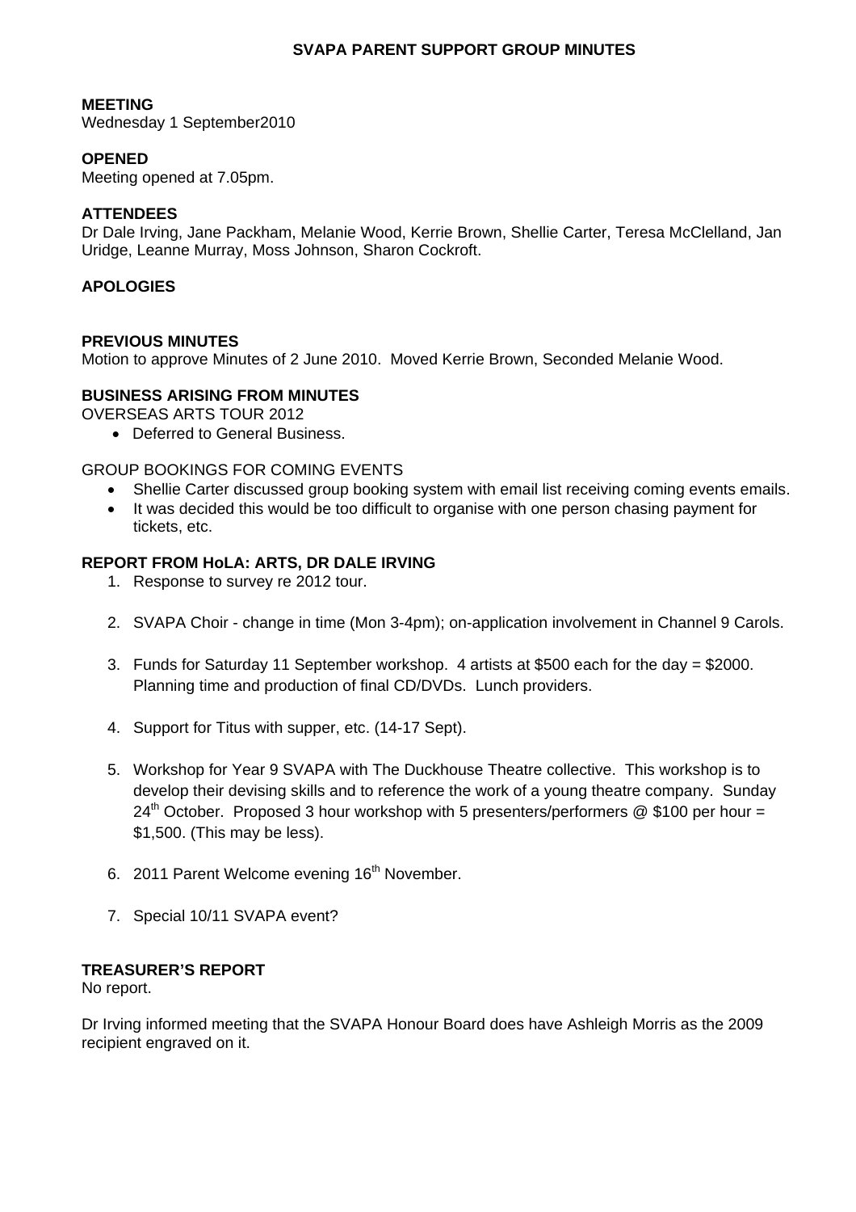# SVAPA PARENT SUPPORT GROUP MINUTES

**MEETING**
Wednesday 1 September2010

**OPENED**
Meeting opened at 7.05pm.

**ATTENDEES**
Dr Dale Irving, Jane Packham, Melanie Wood, Kerrie Brown, Shellie Carter, Teresa McClelland, Jan Uridge, Leanne Murray, Moss Johnson, Sharon Cockroft.

**APOLOGIES**

**PREVIOUS MINUTES**
Motion to approve Minutes of 2 June 2010. Moved Kerrie Brown, Seconded Melanie Wood.

**BUSINESS ARISING FROM MINUTES**

OVERSEAS ARTS TOUR 2012

- Deferred to General Business.

GROUP BOOKINGS FOR COMING EVENTS

- Shellie Carter discussed group booking system with email list receiving coming events emails.
- It was decided this would be too difficult to organise with one person chasing payment for tickets, etc.

**REPORT FROM HoLA: ARTS, DR DALE IRVING**

1. Response to survey re 2012 tour.
2. SVAPA Choir - change in time (Mon 3-4pm); on-application involvement in Channel 9 Carols.
3. Funds for Saturday 11 September workshop. 4 artists at $500 each for the day = $2000. Planning time and production of final CD/DVDs. Lunch providers.
4. Support for Titus with supper, etc. (14-17 Sept).
5. Workshop for Year 9 SVAPA with The Duckhouse Theatre collective. This workshop is to develop their devising skills and to reference the work of a young theatre company. Sunday 24th October. Proposed 3 hour workshop with 5 presenters/performers @ $100 per hour = $1,500. (This may be less).
6. 2011 Parent Welcome evening 16th November.
7. Special 10/11 SVAPA event?

**TREASURER'S REPORT**
No report.

Dr Irving informed meeting that the SVAPA Honour Board does have Ashleigh Morris as the 2009 recipient engraved on it.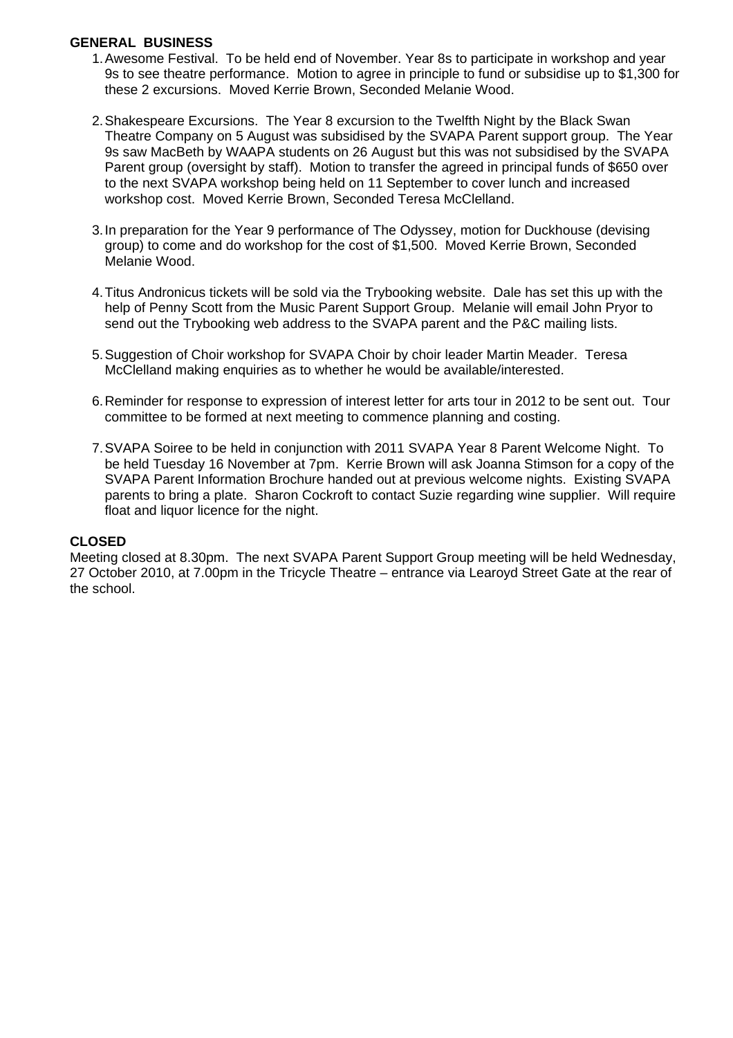**GENERAL BUSINESS**

1. Awesome Festival. To be held end of November. Year 8s to participate in workshop and year 9s to see theatre performance. Motion to agree in principle to fund or subsidise up to $1,300 for these 2 excursions. Moved Kerrie Brown, Seconded Melanie Wood.

2. Shakespeare Excursions. The Year 8 excursion to the Twelfth Night by the Black Swan Theatre Company on 5 August was subsidised by the SVAPA Parent support group. The Year 9s saw MacBeth by WAAPA students on 26 August but this was not subsidised by the SVAPA Parent group (oversight by staff). Motion to transfer the agreed in principal funds of $650 over to the next SVAPA workshop being held on 11 September to cover lunch and increased workshop cost. Moved Kerrie Brown, Seconded Teresa McClelland.

3. In preparation for the Year 9 performance of The Odyssey, motion for Duckhouse (devising group) to come and do workshop for the cost of $1,500. Moved Kerrie Brown, Seconded Melanie Wood.

4. Titus Andronicus tickets will be sold via the Trybooking website. Dale has set this up with the help of Penny Scott from the Music Parent Support Group. Melanie will email John Pryor to send out the Trybooking web address to the SVAPA parent and the P&C mailing lists.

5. Suggestion of Choir workshop for SVAPA Choir by choir leader Martin Meader. Teresa McClelland making enquiries as to whether he would be available/interested.

6. Reminder for response to expression of interest letter for arts tour in 2012 to be sent out. Tour committee to be formed at next meeting to commence planning and costing.

7. SVAPA Soiree to be held in conjunction with 2011 SVAPA Year 8 Parent Welcome Night. To be held Tuesday 16 November at 7pm. Kerrie Brown will ask Joanna Stimson for a copy of the SVAPA Parent Information Brochure handed out at previous welcome nights. Existing SVAPA parents to bring a plate. Sharon Cockroft to contact Suzie regarding wine supplier. Will require float and liquor licence for the night.

**CLOSED**

Meeting closed at 8.30pm. The next SVAPA Parent Support Group meeting will be held Wednesday, 27 October 2010, at 7.00pm in the Tricycle Theatre – entrance via Learoyd Street Gate at the rear of the school.